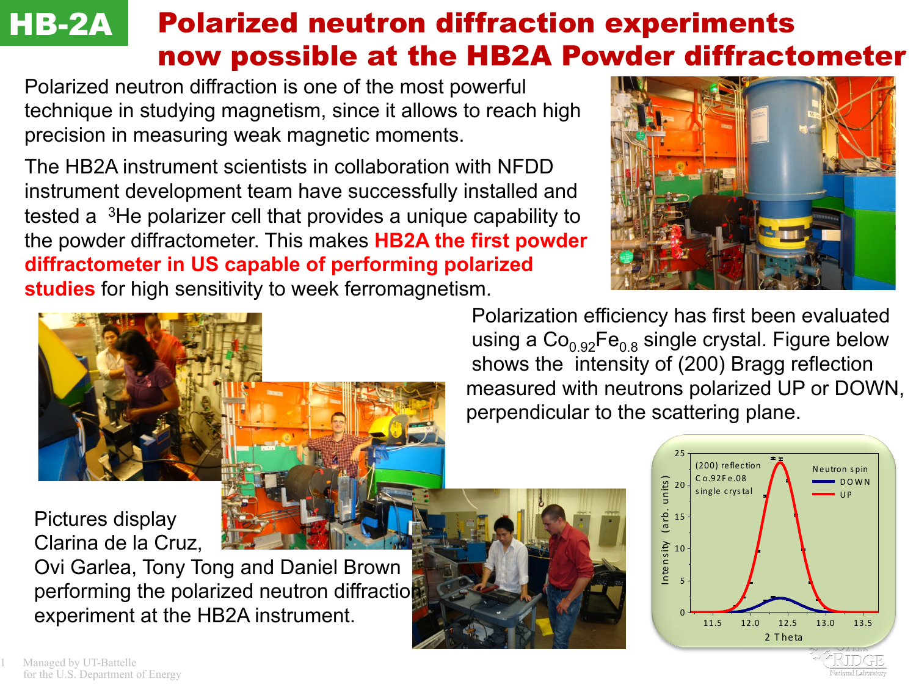# HB-2A

# Polarized neutron diffraction experiments now possible at the HB2A Powder diffractometer

Polarized neutron diffraction is one of the most powerful technique in studying magnetism, since it allows to reach high precision in measuring weak magnetic moments.

The HB2A instrument scientists in collaboration with NFDD instrument development team have successfully installed and tested a $^{3}$He polarizer cell that provides a unique capability to the powder diffractometer. This makes **HB2A the first powder diffractometer in US capable of performing polarized studies** for high sensitivity to week ferromagnetism.

Polarization efficiency has first been evaluated using a $Co_{0.92}Fe_{0.8}$ single crystal. Figure below shows the intensity of (200) Bragg reflection measured with neutrons polarized UP or DOWN, perpendicular to the scattering plane.

Pictures display Clarina de la Cruz, Ovi Garlea, Tony Tong and Daniel Brown performing the polarized neutron diffraction experiment at the HB2A instrument.

Managed by UT-Battelle
for the U.S. Department of Energy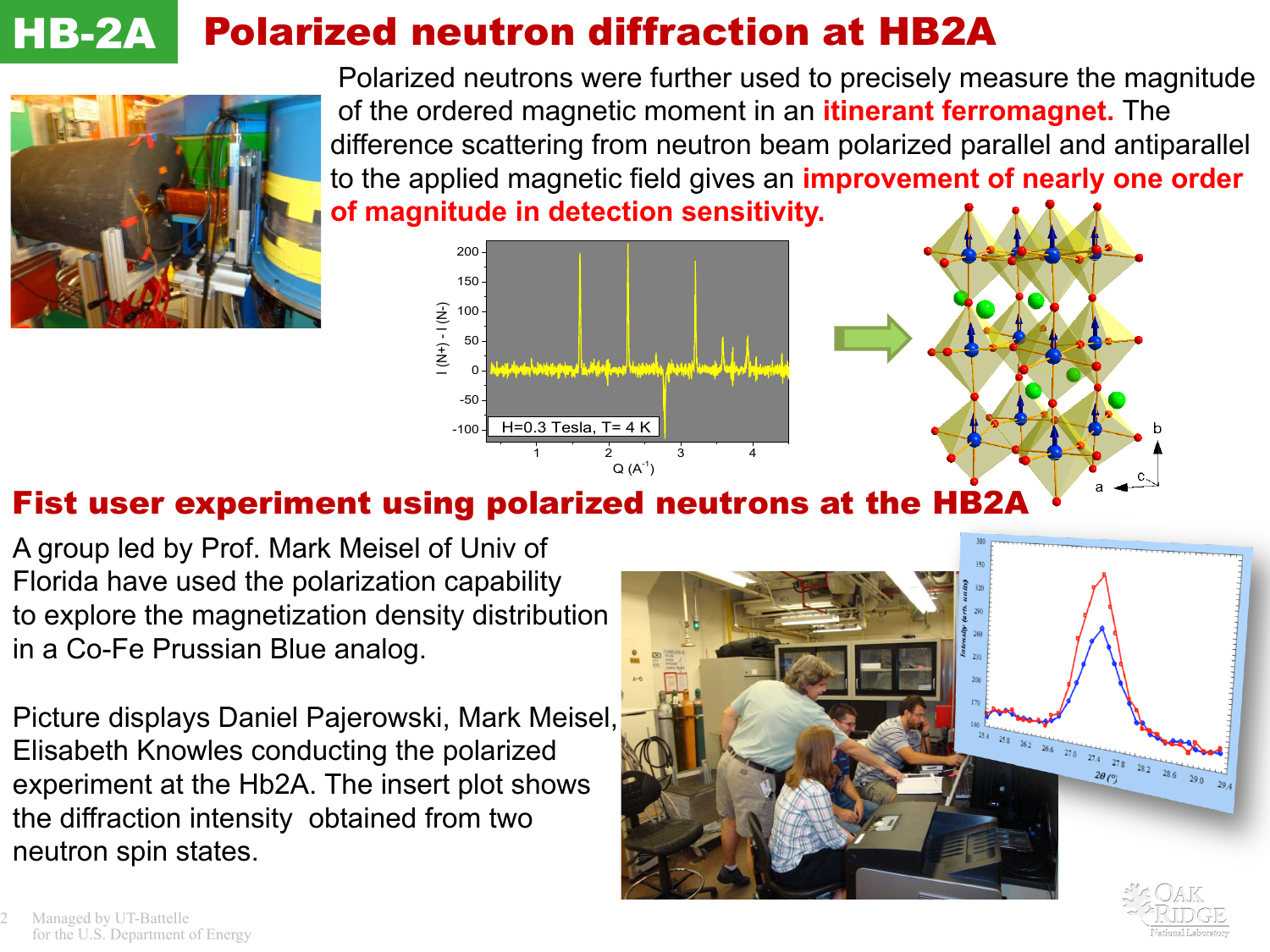# HB-2A Polarized neutron diffraction at HB2A

Polarized neutrons were further used to precisely measure the magnitude of the ordered magnetic moment in an **itinerant ferromagnet.** The difference scattering from neutron beam polarized parallel and antiparallel to the applied magnetic field gives an **improvement of nearly one order of magnitude in detection sensitivity.**

I (N+) - I (N-)

200
150
100
50
0
-50
-100

H=0.3 Tesla, T= 4 K

1
2
3
4

Q ($A^{-1}$)

b
a
c

## Fist user experiment using polarized neutrons at the HB2A

A group led by Prof. Mark Meisel of Univ of Florida have used the polarization capability to explore the magnetization density distribution in a Co-Fe Prussian Blue analog.

Picture displays Daniel Pajerowski, Mark Meisel, Elisabeth Knowles conducting the polarized experiment at the Hb2A. The insert plot shows the diffraction intensity obtained from two neutron spin states.

Intensity (arb. units)

380
350
320
290
260
230
200
170
140

25.4
25.8
26.2
26.6
27.0
27.4
27.8
28.2
28.6
29.0
29.4

2θ (°)